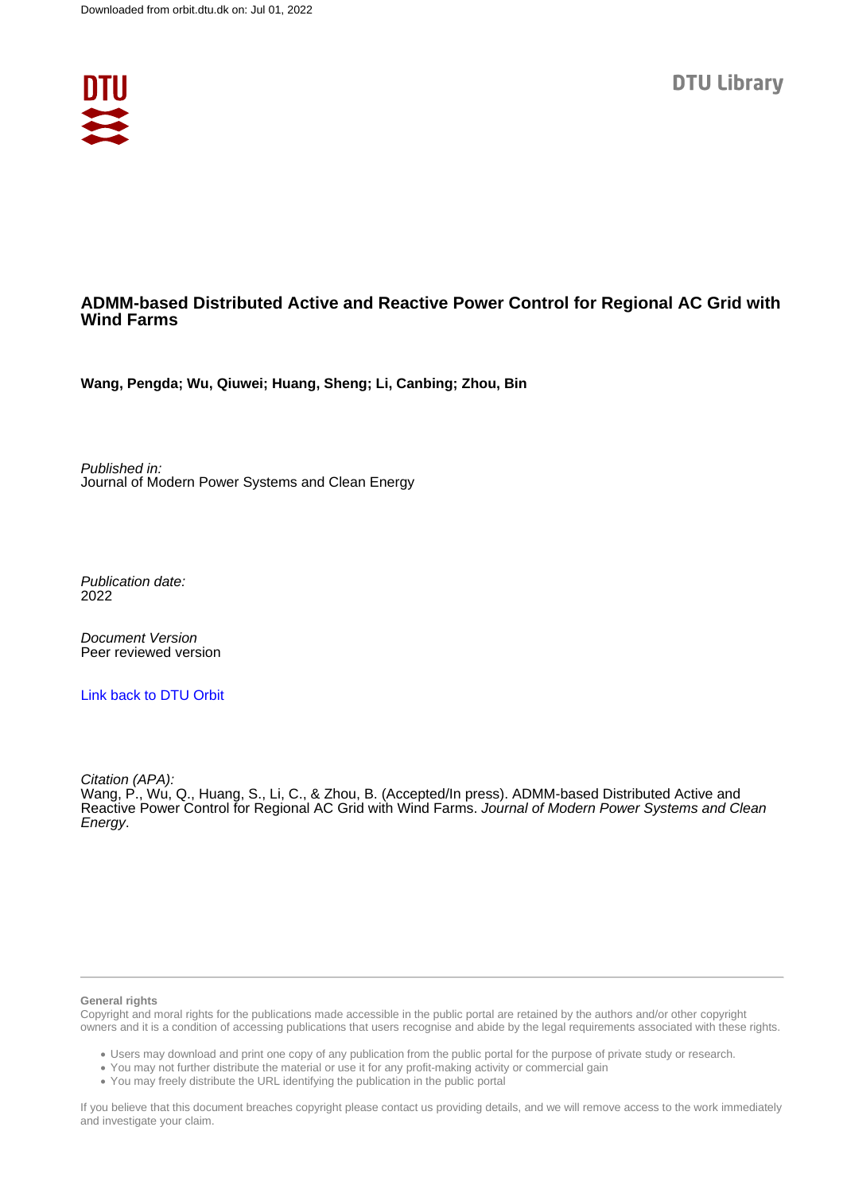Downloaded from orbit.dtu.dk on: Jul 01, 2022

DTU Library

# ADMM-based Distributed Active and Reactive Power Control for Regional AC Grid with Wind Farms

**Wang, Pengda; Wu, Qiuwei; Huang, Sheng; Li, Canbing; Zhou, Bin**

*Published in:*
Journal of Modern Power Systems and Clean Energy

*Publication date:*
2022

*Document Version*
Peer reviewed version

Link back to DTU Orbit

*Citation (APA):*
Wang, P., Wu, Q., Huang, S., Li, C., & Zhou, B. (Accepted/In press). ADMM-based Distributed Active and Reactive Power Control for Regional AC Grid with Wind Farms. *Journal of Modern Power Systems and Clean Energy*.

**General rights**

Copyright and moral rights for the publications made accessible in the public portal are retained by the authors and/or other copyright owners and it is a condition of accessing publications that users recognise and abide by the legal requirements associated with these rights.

- Users may download and print one copy of any publication from the public portal for the purpose of private study or research.
- You may not further distribute the material or use it for any profit-making activity or commercial gain
- You may freely distribute the URL identifying the publication in the public portal

If you believe that this document breaches copyright please contact us providing details, and we will remove access to the work immediately and investigate your claim.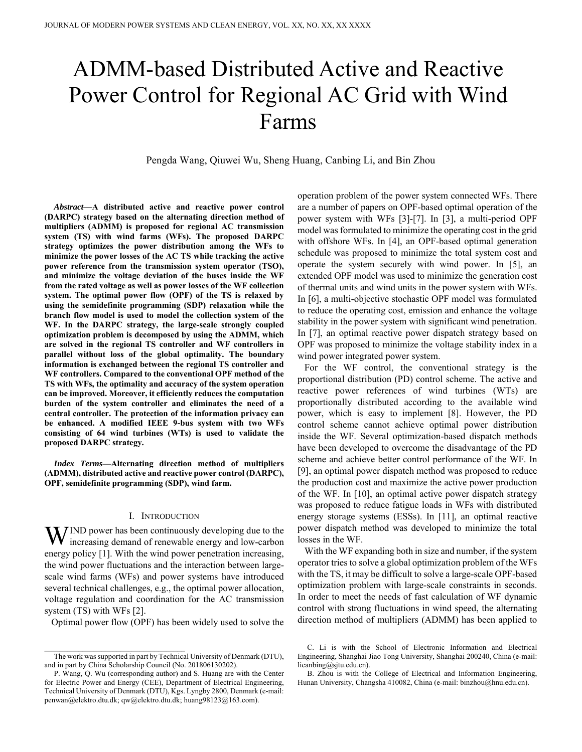# ADMM-based Distributed Active and Reactive Power Control for Regional AC Grid with Wind Farms

Pengda Wang, Qiuwei Wu, Sheng Huang, Canbing Li, and Bin Zhou

***Abstract*—A distributed active and reactive power control (DARPC) strategy based on the alternating direction method of multipliers (ADMM) is proposed for regional AC transmission system (TS) with wind farms (WFs). The proposed DARPC strategy optimizes the power distribution among the WFs to minimize the power losses of the AC TS while tracking the active power reference from the transmission system operator (TSO), and minimize the voltage deviation of the buses inside the WF from the rated voltage as well as power losses of the WF collection system. The optimal power flow (OPF) of the TS is relaxed by using the semidefinite programming (SDP) relaxation while the branch flow model is used to model the collection system of the WF. In the DARPC strategy, the large-scale strongly coupled optimization problem is decomposed by using the ADMM, which are solved in the regional TS controller and WF controllers in parallel without loss of the global optimality. The boundary information is exchanged between the regional TS controller and WF controllers. Compared to the conventional OPF method of the TS with WFs, the optimality and accuracy of the system operation can be improved. Moreover, it efficiently reduces the computation burden of the system controller and eliminates the need of a central controller. The protection of the information privacy can be enhanced. A modified IEEE 9-bus system with two WFs consisting of 64 wind turbines (WTs) is used to validate the proposed DARPC strategy.**

***Index Terms*—Alternating direction method of multipliers (ADMM), distributed active and reactive power control (DARPC), OPF, semidefinite programming (SDP), wind farm.**

## I. Introduction

Wind power has been continuously developing due to the increasing demand of renewable energy and low-carbon energy policy [1]. With the wind power penetration increasing, the wind power fluctuations and the interaction between large-scale wind farms (WFs) and power systems have introduced several technical challenges, e.g., the optimal power allocation, voltage regulation and coordination for the AC transmission system (TS) with WFs [2].

Optimal power flow (OPF) has been widely used to solve the operation problem of the power system connected WFs. There are a number of papers on OPF-based optimal operation of the power system with WFs [3]-[7]. In [3], a multi-period OPF model was formulated to minimize the operating cost in the grid with offshore WFs. In [4], an OPF-based optimal generation schedule was proposed to minimize the total system cost and operate the system securely with wind power. In [5], an extended OPF model was used to minimize the generation cost of thermal units and wind units in the power system with WFs. In [6], a multi-objective stochastic OPF model was formulated to reduce the operating cost, emission and enhance the voltage stability in the power system with significant wind penetration. In [7], an optimal reactive power dispatch strategy based on OPF was proposed to minimize the voltage stability index in a wind power integrated power system.

For the WF control, the conventional strategy is the proportional distribution (PD) control scheme. The active and reactive power references of wind turbines (WTs) are proportionally distributed according to the available wind power, which is easy to implement [8]. However, the PD control scheme cannot achieve optimal power distribution inside the WF. Several optimization-based dispatch methods have been developed to overcome the disadvantage of the PD scheme and achieve better control performance of the WF. In [9], an optimal power dispatch method was proposed to reduce the production cost and maximize the active power production of the WF. In [10], an optimal active power dispatch strategy was proposed to reduce fatigue loads in WFs with distributed energy storage systems (ESSs). In [11], an optimal reactive power dispatch method was developed to minimize the total losses in the WF.

With the WF expanding both in size and number, if the system operator tries to solve a global optimization problem of the WFs with the TS, it may be difficult to solve a large-scale OPF-based optimization problem with large-scale constraints in seconds. In order to meet the needs of fast calculation of WF dynamic control with strong fluctuations in wind speed, the alternating direction method of multipliers (ADMM) has been applied to

---

The work was supported in part by Technical University of Denmark (DTU), and in part by China Scholarship Council (No. 201806130202).

P. Wang, Q. Wu (corresponding author) and S. Huang are with the Center for Electric Power and Energy (CEE), Department of Electrical Engineering, Technical University of Denmark (DTU), Kgs. Lyngby 2800, Denmark (e-mail: penwan@elektro.dtu.dk; qw@elektro.dtu.dk; huang98123@163.com).

C. Li is with the School of Electronic Information and Electrical Engineering, Shanghai Jiao Tong University, Shanghai 200240, China (e-mail: licanbing@sjtu.edu.cn).

B. Zhou is with the College of Electrical and Information Engineering, Hunan University, Changsha 410082, China (e-mail: binzhou@hnu.edu.cn).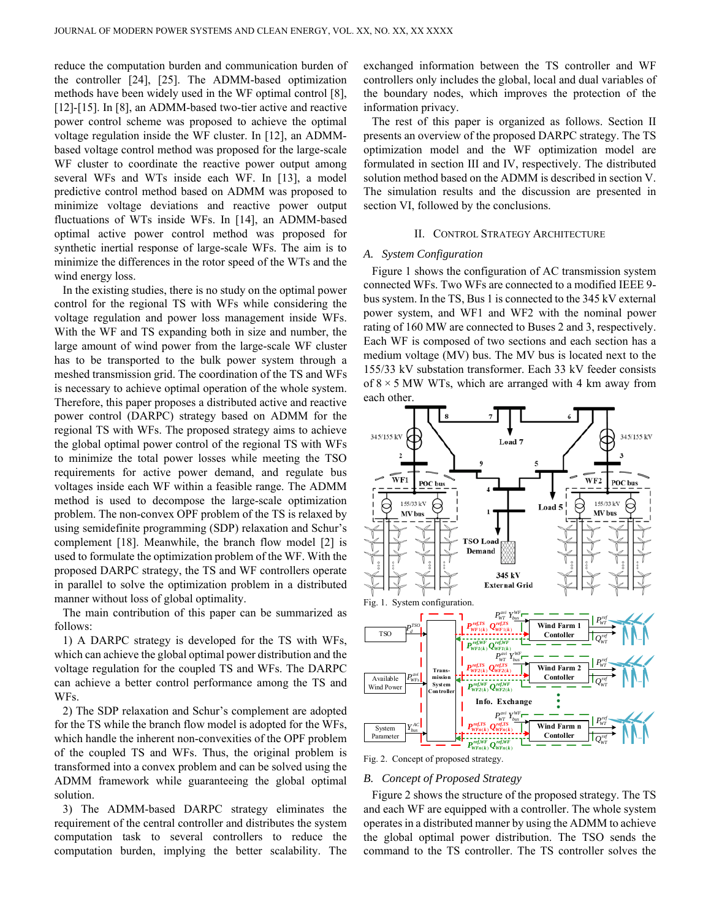reduce the computation burden and communication burden of the controller [24], [25]. The ADMM-based optimization methods have been widely used in the WF optimal control [8], [12]-[15]. In [8], an ADMM-based two-tier active and reactive power control scheme was proposed to achieve the optimal voltage regulation inside the WF cluster. In [12], an ADMM-based voltage control method was proposed for the large-scale WF cluster to coordinate the reactive power output among several WFs and WTs inside each WF. In [13], a model predictive control method based on ADMM was proposed to minimize voltage deviations and reactive power output fluctuations of WTs inside WFs. In [14], an ADMM-based optimal active power control method was proposed for synthetic inertial response of large-scale WFs. The aim is to minimize the differences in the rotor speed of the WTs and the wind energy loss.

In the existing studies, there is no study on the optimal power control for the regional TS with WFs while considering the voltage regulation and power loss management inside WFs. With the WF and TS expanding both in size and number, the large amount of wind power from the large-scale WF cluster has to be transported to the bulk power system through a meshed transmission grid. The coordination of the TS and WFs is necessary to achieve optimal operation of the whole system. Therefore, this paper proposes a distributed active and reactive power control (DARPC) strategy based on ADMM for the regional TS with WFs. The proposed strategy aims to achieve the global optimal power control of the regional TS with WFs to minimize the total power losses while meeting the TSO requirements for active power demand, and regulate bus voltages inside each WF within a feasible range. The ADMM method is used to decompose the large-scale optimization problem. The non-convex OPF problem of the TS is relaxed by using semidefinite programming (SDP) relaxation and Schur's complement [18]. Meanwhile, the branch flow model [2] is used to formulate the optimization problem of the WF. With the proposed DARPC strategy, the TS and WF controllers operate in parallel to solve the optimization problem in a distributed manner without loss of global optimality.

The main contribution of this paper can be summarized as follows:

1) A DARPC strategy is developed for the TS with WFs, which can achieve the global optimal power distribution and the voltage regulation for the coupled TS and WFs. The DARPC can achieve a better control performance among the TS and WFs.

2) The SDP relaxation and Schur's complement are adopted for the TS while the branch flow model is adopted for the WFs, which handle the inherent non-convexities of the OPF problem of the coupled TS and WFs. Thus, the original problem is transformed into a convex problem and can be solved using the ADMM framework while guaranteeing the global optimal solution.

3) The ADMM-based DARPC strategy eliminates the requirement of the central controller and distributes the system computation task to several controllers to reduce the computation burden, implying the better scalability. The exchanged information between the TS controller and WF controllers only includes the global, local and dual variables of the boundary nodes, which improves the protection of the information privacy.

The rest of this paper is organized as follows. Section II presents an overview of the proposed DARPC strategy. The TS optimization model and the WF optimization model are formulated in section III and IV, respectively. The distributed solution method based on the ADMM is described in section V. The simulation results and the discussion are presented in section VI, followed by the conclusions.

## II. Control Strategy Architecture

### *A. System Configuration*

Figure 1 shows the configuration of AC transmission system connected WFs. Two WFs are connected to a modified IEEE 9-bus system. In the TS, Bus 1 is connected to the 345 kV external power system, and WF1 and WF2 with the nominal power rating of 160 MW are connected to Buses 2 and 3, respectively. Each WF is composed of two sections and each section has a medium voltage (MV) bus. The MV bus is located next to the 155/33 kV substation transformer. Each 33 kV feeder consists of 8 × 5 MW WTs, which are arranged with 4 km away from each other.

Fig. 1. System configuration.

Fig. 2. Concept of proposed strategy.

### *B. Concept of Proposed Strategy*

Figure 2 shows the structure of the proposed strategy. The TS and each WF are equipped with a controller. The whole system operates in a distributed manner by using the ADMM to achieve the global optimal power distribution. The TSO sends the command to the TS controller. The TS controller solves the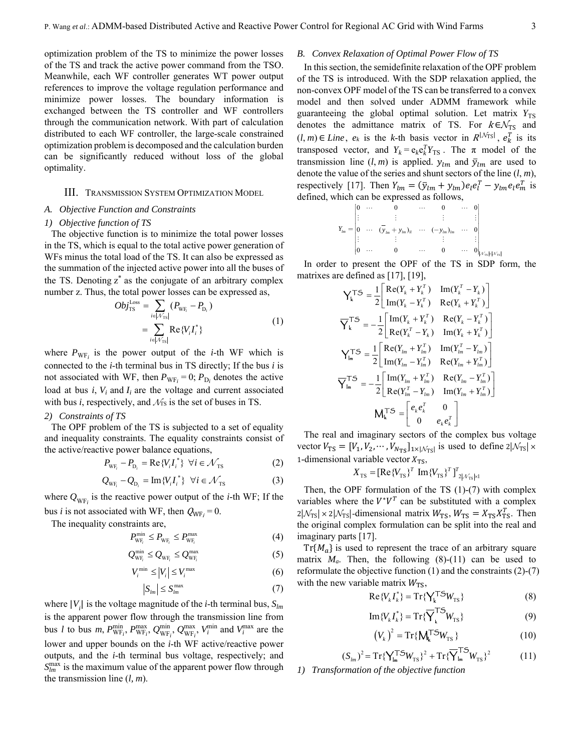optimization problem of the TS to minimize the power losses of the TS and track the active power command from the TSO. Meanwhile, each WF controller generates WT power output references to improve the voltage regulation performance and minimize power losses. The boundary information is exchanged between the TS controller and WF controllers through the communication network. With part of calculation distributed to each WF controller, the large-scale constrained optimization problem is decomposed and the calculation burden can be significantly reduced without loss of the global optimality.

## III. Transmission System Optimization Model

### A. Objective Function and Constraints

#### 1) Objective function of TS

The objective function is to minimize the total power losses in the TS, which is equal to the total active power generation of WFs minus the total load of the TS. It can also be expressed as the summation of the injected active power into all the buses of the TS. Denoting $z^*$ as the conjugate of an arbitrary complex number $z$. Thus, the total power losses can be expressed as,

$$Obj_{\mathrm{TS}}^{\mathrm{Loss}} = \sum_{i \in |\mathcal{N}_{\mathrm{TS}}|} (P_{\mathrm{WF}_i} - P_{\mathrm{D}_i}) = \sum_{i \in |\mathcal{N}_{\mathrm{TS}}|} \mathrm{Re}\{V_i I_i^*\} \tag{1}$$

where $P_{\mathrm{WF}_i}$ is the power output of the $i$-th WF which is connected to the $i$-th terminal bus in TS directly; If the bus $i$ is not associated with WF, then $P_{\mathrm{WF}_i} = 0$; $P_{\mathrm{D}_i}$ denotes the active load at bus $i$, $V_i$ and $I_i$ are the voltage and current associated with bus $i$, respectively, and $\mathcal{N}_{\mathrm{TS}}$ is the set of buses in TS.

#### 2) Constraints of TS

The OPF problem of the TS is subjected to a set of equality and inequality constraints. The equality constraints consist of the active/reactive power balance equations,

$$P_{\mathrm{WF}_i} - P_{\mathrm{D}_i} = \mathrm{Re}\{V_i I_i^*\} \ \ \forall i \in \mathcal{N}_{\mathrm{TS}} \tag{2}$$

$$Q_{\mathrm{WF}_i} - Q_{\mathrm{D}_i} = \mathrm{Im}\{V_i I_i^*\} \ \ \forall i \in \mathcal{N}_{\mathrm{TS}} \tag{3}$$

where $Q_{\mathrm{WF}_i}$ is the reactive power output of the $i$-th WF; If the bus $i$ is not associated with WF, then $Q_{\mathrm{WF}_i} = 0$.

The inequality constraints are,

$$P_{\mathrm{WF}_i}^{\min} \le P_{\mathrm{WF}_i} \le P_{\mathrm{WF}_i}^{\max} \tag{4}$$

$$Q_{\mathrm{WF}_i}^{\min} \le Q_{\mathrm{WF}_i} \le Q_{\mathrm{WF}_i}^{\max} \tag{5}$$

$$V_i^{\min} \le |V_i| \le V_i^{\max} \tag{6}$$

$$|S_{lm}| \le S_{lm}^{\max} \tag{7}$$

where $|V_i|$ is the voltage magnitude of the $i$-th terminal bus, $S_{lm}$ is the apparent power flow through the transmission line from bus $l$ to bus $m$, $P_{\mathrm{WF}_i}^{\min}$, $P_{\mathrm{WF}_i}^{\max}$, $Q_{\mathrm{WF}_i}^{\min}$, $Q_{\mathrm{WF}_i}^{\max}$, $V_i^{\min}$ and $V_i^{\max}$ are the lower and upper bounds on the $i$-th WF active/reactive power outputs, and the $i$-th terminal bus voltage, respectively; and $S_{lm}^{\max}$ is the maximum value of the apparent power flow through the transmission line $(l, m)$.

### B. Convex Relaxation of Optimal Power Flow of TS

In this section, the semidefinite relaxation of the OPF problem of the TS is introduced. With the SDP relaxation applied, the non-convex OPF model of the TS can be transferred to a convex model and then solved under ADMM framework while guaranteeing the global optimal solution. Let matrix $Y_{\mathrm{TS}}$ denotes the admittance matrix of TS. For $k \in \mathcal{N}_{\mathrm{TS}}$ and $(l, m) \in Line$, $e_k$ is the $k$-th basis vector in $R^{|\mathcal{N}_{\mathrm{TS}}|}$, $e_k^T$ is its transposed vector, and $Y_k = e_k e_k^T Y_{\mathrm{TS}}$. The $\pi$ model of the transmission line $(l, m)$ is applied. $y_{lm}$ and $\bar{y}_{lm}$ are used to denote the value of the series and shunt sectors of the line $(l, m)$, respectively [17]. Then $Y_{lm} = (\bar{y}_{lm} + y_{lm}) e_l e_l^T - y_{lm} e_l e_m^T$ is defined, which can be expressed as follows,

$$Y_{lm} = \begin{bmatrix} 0 & \cdots & 0 & \cdots & 0 & \cdots & 0 \\ \vdots & & \vdots & & \vdots & & \vdots \\ 0 & \cdots & (\bar{y}_{lm} + y_{lm})_{ll} & \cdots & (-y_{lm})_{lm} & \cdots & 0 \\ \vdots & & \vdots & & \vdots & & \vdots \\ 0 & \cdots & 0 & \cdots & 0 & \cdots & 0 \end{bmatrix}_{|\mathcal{N}_{\mathrm{TS}}| \times |\mathcal{N}_{\mathrm{TS}}|}$$

In order to present the OPF of the TS in SDP form, the matrixes are defined as [17], [19],

$$\mathrm{Y}_k^{\mathrm{TS}} = \frac{1}{2}\begin{bmatrix} \mathrm{Re}(Y_k + Y_k^T) & \mathrm{Im}(Y_k^T - Y_k) \\ \mathrm{Im}(Y_k - Y_k^T) & \mathrm{Re}(Y_k + Y_k^T) \end{bmatrix}$$

$$\overline{\mathrm{Y}}_k^{\mathrm{TS}} = -\frac{1}{2}\begin{bmatrix} \mathrm{Im}(Y_k + Y_k^T) & \mathrm{Re}(Y_k - Y_k^T) \\ \mathrm{Re}(Y_k^T - Y_k) & \mathrm{Im}(Y_k + Y_k^T) \end{bmatrix}$$

$$\mathrm{Y}_{lm}^{\mathrm{TS}} = \frac{1}{2}\begin{bmatrix} \mathrm{Re}(Y_{lm} + Y_{lm}^T) & \mathrm{Im}(Y_{lm}^T - Y_{lm}) \\ \mathrm{Im}(Y_{lm} - Y_{lm}^T) & \mathrm{Re}(Y_{lm} + Y_{lm}^T) \end{bmatrix}$$

$$\overline{\mathrm{Y}}_{lm}^{\mathrm{TS}} = -\frac{1}{2}\begin{bmatrix} \mathrm{Im}(Y_{lm} + Y_{lm}^T) & \mathrm{Re}(Y_{lm} - Y_{lm}^T) \\ \mathrm{Re}(Y_{lm}^T - Y_{lm}) & \mathrm{Im}(Y_{lm} + Y_{lm}^T) \end{bmatrix}$$

$$\mathrm{M}_k^{\mathrm{TS}} = \begin{bmatrix} e_k e_k^T & 0 \\ 0 & e_k e_k^T \end{bmatrix}$$

The real and imaginary sectors of the complex bus voltage vector $V_{\mathrm{TS}} = [V_1, V_2, \cdots, V_{N_{\mathrm{TS}}}]_{1 \times |\mathcal{N}_{\mathrm{TS}}|}$ is used to define $2|\mathcal{N}_{\mathrm{TS}}| \times 1$-dimensional variable vector $X_{\mathrm{TS}}$,

$$X_{\mathrm{TS}} = [\mathrm{Re}\{V_{\mathrm{TS}}\}^T \ \mathrm{Im}\{V_{\mathrm{TS}}\}^T]^T_{2|\mathcal{N}_{\mathrm{TS}}| \times 1}$$

Then, the OPF formulation of the TS (1)-(7) with complex variables where the $V^* V^T$ can be substituted with a complex $2|\mathcal{N}_{\mathrm{TS}}| \times 2|\mathcal{N}_{\mathrm{TS}}|$-dimensional matrix $W_{\mathrm{TS}}$, $W_{\mathrm{TS}} = X_{\mathrm{TS}} X_{\mathrm{TS}}^T$. Then the original complex formulation can be split into the real and imaginary parts [17].

$\mathrm{Tr}\{M_a\}$ is used to represent the trace of an arbitrary square matrix $M_a$. Then, the following (8)-(11) can be used to reformulate the objective function (1) and the constraints (2)-(7) with the new variable matrix $W_{\mathrm{TS}}$,

$$\mathrm{Re}\{V_k I_k^*\} = \mathrm{Tr}\{\mathrm{Y}_k^{\mathrm{TS}} W_{\mathrm{TS}}\} \tag{8}$$

$$\mathrm{Im}\{V_k I_k^*\} = \mathrm{Tr}\{\overline{\mathrm{Y}}_k^{\mathrm{TS}} W_{\mathrm{TS}}\} \tag{9}$$

$$(V_k)^2 = \mathrm{Tr}\{\mathrm{M}_k^{\mathrm{TS}} W_{\mathrm{TS}}\} \tag{10}$$

$$(S_{lm})^2 = \mathrm{Tr}\{\mathrm{Y}_{lm}^{\mathrm{TS}} W_{\mathrm{TS}}\}^2 + \mathrm{Tr}\{\overline{\mathrm{Y}}_{lm}^{\mathrm{TS}} W_{\mathrm{TS}}\}^2 \tag{11}$$

#### 1) Transformation of the objective function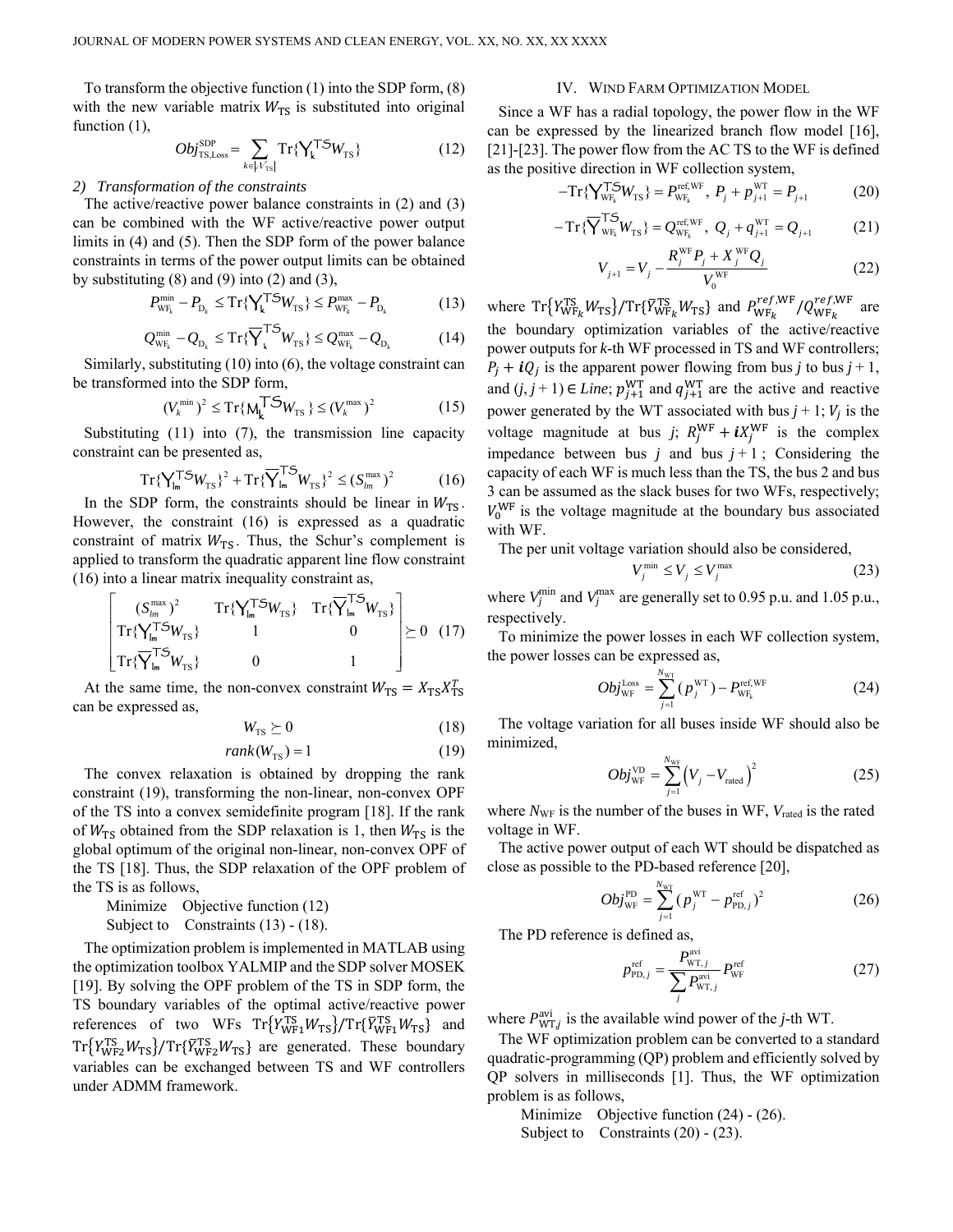To transform the objective function (1) into the SDP form, (8) with the new variable matrix $W_{\text{TS}}$ is substituted into original function (1),

$$Obj_{\text{TS,Loss}}^{\text{SDP}} = \sum_{k \in |\mathcal{N}_{\text{TS}}|} \text{Tr}\{Y_k^{\text{TS}} W_{\text{TS}}\} \tag{12}$$

*2) Transformation of the constraints*

The active/reactive power balance constraints in (2) and (3) can be combined with the WF active/reactive power output limits in (4) and (5). Then the SDP form of the power balance constraints in terms of the power output limits can be obtained by substituting (8) and (9) into (2) and (3),

$$P_{\text{WF}_k}^{\min} - P_{\text{D}_k} \le \text{Tr}\{Y_k^{\text{TS}} W_{\text{TS}}\} \le P_{\text{WF}_k}^{\max} - P_{\text{D}_k} \tag{13}$$

$$Q_{\text{WF}_k}^{\min} - Q_{\text{D}_k} \le \text{Tr}\{\overline{Y}_k^{\text{TS}} W_{\text{TS}}\} \le Q_{\text{WF}_k}^{\max} - Q_{\text{D}_k} \tag{14}$$

Similarly, substituting (10) into (6), the voltage constraint can be transformed into the SDP form,

$$(V_k^{\min})^2 \le \text{Tr}\{M_k^{\text{TS}} W_{\text{TS}}\} \le (V_k^{\max})^2 \tag{15}$$

Substituting (11) into (7), the transmission line capacity constraint can be presented as,

$$\text{Tr}\{Y_{lm}^{\text{TS}} W_{\text{TS}}\}^2 + \text{Tr}\{\overline{Y}_{lm}^{\text{TS}} W_{\text{TS}}\}^2 \le (S_{lm}^{\max})^2 \tag{16}$$

In the SDP form, the constraints should be linear in $W_{\text{TS}}$. However, the constraint (16) is expressed as a quadratic constraint of matrix $W_{\text{TS}}$. Thus, the Schur's complement is applied to transform the quadratic apparent line flow constraint (16) into a linear matrix inequality constraint as,

$$\begin{bmatrix} (S_{lm}^{\max})^2 & \text{Tr}\{Y_{lm}^{\text{TS}} W_{\text{TS}}\} & \text{Tr}\{\overline{Y}_{lm}^{\text{TS}} W_{\text{TS}}\} \\ \text{Tr}\{Y_{lm}^{\text{TS}} W_{\text{TS}}\} & 1 & 0 \\ \text{Tr}\{\overline{Y}_{lm}^{\text{TS}} W_{\text{TS}}\} & 0 & 1 \end{bmatrix} \succeq 0 \tag{17}$$

At the same time, the non-convex constraint $W_{\text{TS}} = X_{\text{TS}} X_{\text{TS}}^T$ can be expressed as,

$$W_{\text{TS}} \succeq 0 \tag{18}$$

$$rank(W_{\text{TS}}) = 1 \tag{19}$$

The convex relaxation is obtained by dropping the rank constraint (19), transforming the non-linear, non-convex OPF of the TS into a convex semidefinite program [18]. If the rank of $W_{\text{TS}}$ obtained from the SDP relaxation is 1, then $W_{\text{TS}}$ is the global optimum of the original non-linear, non-convex OPF of the TS [18]. Thus, the SDP relaxation of the OPF problem of the TS is as follows,

Minimize Objective function (12)
Subject to Constraints (13) - (18).

The optimization problem is implemented in MATLAB using the optimization toolbox YALMIP and the SDP solver MOSEK [19]. By solving the OPF problem of the TS in SDP form, the TS boundary variables of the optimal active/reactive power references of two WFs $\text{Tr}\{Y_{\text{WF1}}^{\text{TS}} W_{\text{TS}}\}/\text{Tr}\{\overline{Y}_{\text{WF1}}^{\text{TS}} W_{\text{TS}}\}$ and $\text{Tr}\{Y_{\text{WF2}}^{\text{TS}} W_{\text{TS}}\}/\text{Tr}\{\overline{Y}_{\text{WF2}}^{\text{TS}} W_{\text{TS}}\}$ are generated. These boundary variables can be exchanged between TS and WF controllers under ADMM framework.

## IV. Wind Farm Optimization Model

Since a WF has a radial topology, the power flow in the WF can be expressed by the linearized branch flow model [16], [21]-[23]. The power flow from the AC TS to the WF is defined as the positive direction in WF collection system,

$$-\text{Tr}\{Y_{\text{WF}_k}^{\text{TS}} W_{\text{TS}}\} = P_{\text{WF}_k}^{\text{ref,WF}},\ P_j + p_{j+1}^{\text{WT}} = P_{j+1} \tag{20}$$

$$-\text{Tr}\{\overline{Y}_{\text{WF}_k}^{\text{TS}} W_{\text{TS}}\} = Q_{\text{WF}_k}^{\text{ref,WF}},\ Q_j + q_{j+1}^{\text{WT}} = Q_{j+1} \tag{21}$$

$$V_{j+1} = V_j - \frac{R_j^{\text{WF}} P_j + X_j^{\text{WF}} Q_j}{V_0^{\text{WF}}} \tag{22}$$

where $\text{Tr}\{Y_{\text{WF}_k}^{\text{TS}} W_{\text{TS}}\}/\text{Tr}\{\overline{Y}_{\text{WF}_k}^{\text{TS}} W_{\text{TS}}\}$ and $P_{\text{WF}_k}^{ref,\text{WF}}/Q_{\text{WF}_k}^{ref,\text{WF}}$ are the boundary optimization variables of the active/reactive power outputs for *k*-th WF processed in TS and WF controllers; $P_j + iQ_j$ is the apparent power flowing from bus *j* to bus *j* + 1, and $(j, j+1) \in Line$; $p_{j+1}^{\text{WT}}$ and $q_{j+1}^{\text{WT}}$ are the active and reactive power generated by the WT associated with bus *j* + 1; $V_j$ is the voltage magnitude at bus *j*; $R_j^{\text{WF}} + iX_j^{\text{WF}}$ is the complex impedance between bus *j* and bus *j* + 1; Considering the capacity of each WF is much less than the TS, the bus 2 and bus 3 can be assumed as the slack buses for two WFs, respectively; $V_0^{\text{WF}}$ is the voltage magnitude at the boundary bus associated with WF.

The per unit voltage variation should also be considered,

$$V_j^{\min} \le V_j \le V_j^{\max} \tag{23}$$

where $V_j^{\min}$ and $V_j^{\max}$ are generally set to 0.95 p.u. and 1.05 p.u., respectively.

To minimize the power losses in each WF collection system, the power losses can be expressed as,

$$Obj_{\text{WF}}^{\text{Loss}} = \sum_{j=1}^{N_{\text{WT}}} (p_j^{\text{WT}}) - P_{\text{WF}_k}^{\text{ref,WF}} \tag{24}$$

The voltage variation for all buses inside WF should also be minimized,

$$Obj_{\text{WF}}^{\text{VD}} = \sum_{j=1}^{N_{\text{WF}}} \left(V_j - V_{\text{rated}}\right)^2 \tag{25}$$

where $N_{\text{WF}}$ is the number of the buses in WF, $V_{\text{rated}}$ is the rated voltage in WF.

The active power output of each WT should be dispatched as close as possible to the PD-based reference [20],

$$Obj_{\text{WF}}^{\text{PD}} = \sum_{j=1}^{N_{\text{WT}}} (p_j^{\text{WT}} - p_{\text{PD},j}^{\text{ref}})^2 \tag{26}$$

The PD reference is defined as,

$$p_{\text{PD},j}^{\text{ref}} = \frac{P_{\text{WT},j}^{\text{avi}}}{\sum_j P_{\text{WT},j}^{\text{avi}}} P_{\text{WF}}^{\text{ref}} \tag{27}$$

where $P_{\text{WT},j}^{\text{avi}}$ is the available wind power of the *j*-th WT.

The WF optimization problem can be converted to a standard quadratic-programming (QP) problem and efficiently solved by QP solvers in milliseconds [1]. Thus, the WF optimization problem is as follows,

Minimize Objective function (24) - (26).
Subject to Constraints (20) - (23).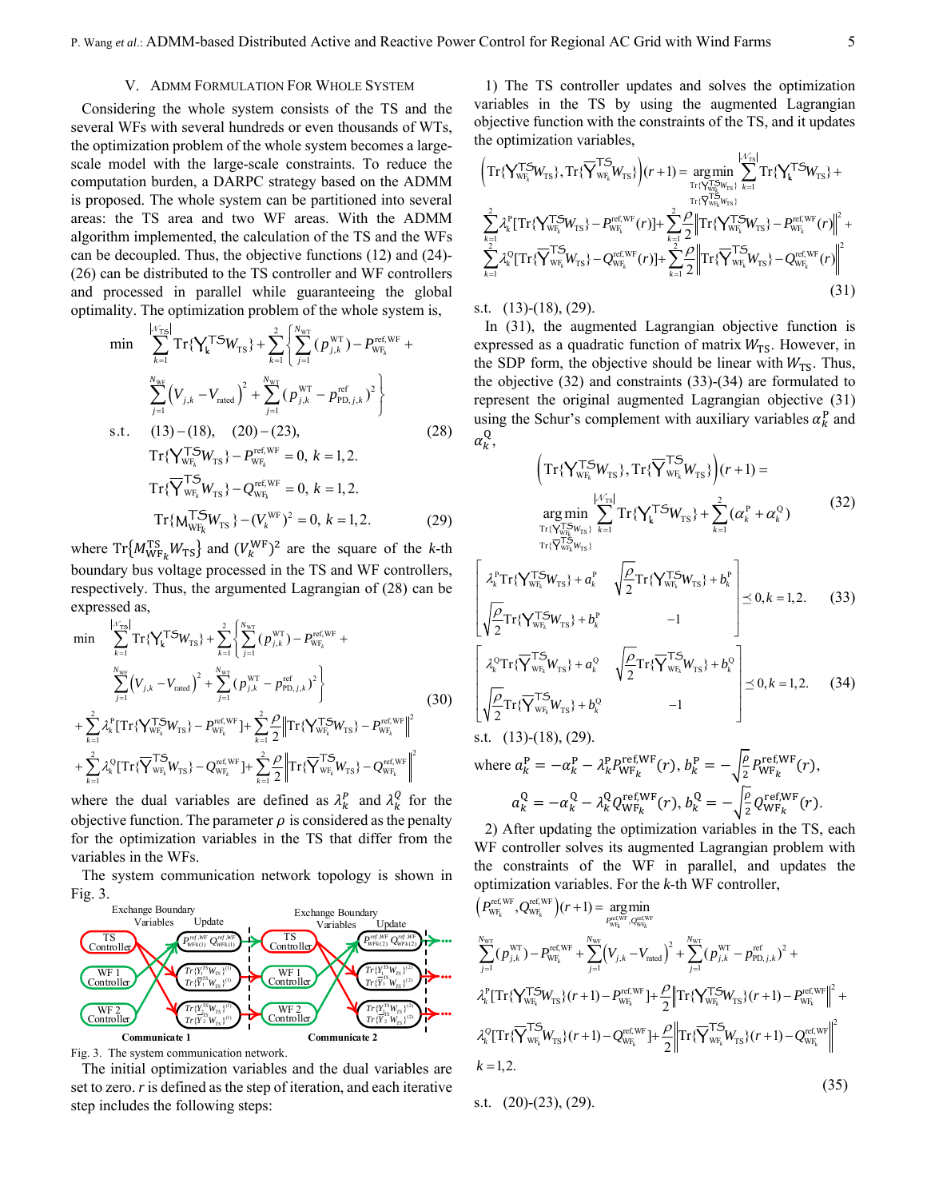## V. ADMM Formulation For Whole System

Considering the whole system consists of the TS and the several WFs with several hundreds or even thousands of WTs, the optimization problem of the whole system becomes a large-scale model with the large-scale constraints. To reduce the computation burden, a DARPC strategy based on the ADMM is proposed. The whole system can be partitioned into several areas: the TS area and two WF areas. With the ADMM algorithm implemented, the calculation of the TS and the WFs can be decoupled. Thus, the objective functions (12) and (24)-(26) can be distributed to the TS controller and WF controllers and processed in parallel while guaranteeing the global optimality. The optimization problem of the whole system is,

$$
\begin{aligned}
\min \quad & \sum_{k=1}^{|\mathcal{N}_{\mathrm{TS}}|} \mathrm{Tr}\{\Upsilon_k^{\mathrm{TS}} W_{\mathrm{TS}}\} + \sum_{k=1}^{2}\left\{\sum_{j=1}^{N_{\mathrm{WT}}} (p_{j,k}^{\mathrm{WT}}) - P_{\mathrm{WF}_k}^{\mathrm{ref,WF}} + \right. \\
& \left. \sum_{j=1}^{N_{\mathrm{WF}}} \left(V_{j,k} - V_{\mathrm{rated}}\right)^2 + \sum_{j=1}^{N_{\mathrm{WT}}} (p_{j,k}^{\mathrm{WT}} - p_{\mathrm{PD},j,k}^{\mathrm{ref}})^2 \right\} \\
\text{s.t.} \quad & (13)-(18), \quad (20)-(23), \\
& \mathrm{Tr}\{\Upsilon_{\mathrm{WF}_k}^{\mathrm{TS}} W_{\mathrm{TS}}\} - P_{\mathrm{WF}_k}^{\mathrm{ref,WF}} = 0, \ k = 1,2. \\
& \mathrm{Tr}\{\overline{\Upsilon}_{\mathrm{WF}_k}^{\mathrm{TS}} W_{\mathrm{TS}}\} - Q_{\mathrm{WF}_k}^{\mathrm{ref,WF}} = 0, \ k = 1,2. \\
& \mathrm{Tr}\{M_{\mathrm{WF}_k}^{\mathrm{TS}} W_{\mathrm{TS}}\} - (V_k^{\mathrm{WF}})^2 = 0, \ k = 1,2.
\end{aligned}
\tag{28, 29}
$$

where $\mathrm{Tr}\{M_{\mathrm{WF}_k}^{\mathrm{TS}} W_{\mathrm{TS}}\}$ and $(V_k^{\mathrm{WF}})^2$ are the square of the $k$-th boundary bus voltage processed in the TS and WF controllers, respectively. Thus, the argumented Lagrangian of (28) can be expressed as,

$$
\begin{aligned}
\min \quad & \sum_{k=1}^{|\mathcal{N}_{\mathrm{TS}}|} \mathrm{Tr}\{\Upsilon_k^{\mathrm{TS}} W_{\mathrm{TS}}\} + \sum_{k=1}^{2}\left\{\sum_{j=1}^{N_{\mathrm{WT}}} (p_{j,k}^{\mathrm{WT}}) - P_{\mathrm{WF}_k}^{\mathrm{ref,WF}} + \right. \\
& \left. \sum_{j=1}^{N_{\mathrm{WF}}} \left(V_{j,k} - V_{\mathrm{rated}}\right)^2 + \sum_{j=1}^{N_{\mathrm{WT}}} (p_{j,k}^{\mathrm{WT}} - p_{\mathrm{PD},j,k}^{\mathrm{ref}})^2 \right\} \\
& + \sum_{k=1}^{2} \lambda_k^{\mathrm{P}} [\mathrm{Tr}\{\Upsilon_{\mathrm{WF}_k}^{\mathrm{TS}} W_{\mathrm{TS}}\} - P_{\mathrm{WF}_k}^{\mathrm{ref,WF}}] + \sum_{k=1}^{2} \frac{\rho}{2} \left\| \mathrm{Tr}\{\Upsilon_{\mathrm{WF}_k}^{\mathrm{TS}} W_{\mathrm{TS}}\} - P_{\mathrm{WF}_k}^{\mathrm{ref,WF}} \right\|^2 \\
& + \sum_{k=1}^{2} \lambda_k^{\mathrm{Q}} [\mathrm{Tr}\{\overline{\Upsilon}_{\mathrm{WF}_k}^{\mathrm{TS}} W_{\mathrm{TS}}\} - Q_{\mathrm{WF}_k}^{\mathrm{ref,WF}}] + \sum_{k=1}^{2} \frac{\rho}{2} \left\| \mathrm{Tr}\{\overline{\Upsilon}_{\mathrm{WF}_k}^{\mathrm{TS}} W_{\mathrm{TS}}\} - Q_{\mathrm{WF}_k}^{\mathrm{ref,WF}} \right\|^2
\end{aligned}
\tag{30}
$$

where the dual variables are defined as $\lambda_k^{\mathrm{P}}$ and $\lambda_k^{\mathrm{Q}}$ for the objective function. The parameter $\rho$ is considered as the penalty for the optimization variables in the TS that differ from the variables in the WFs.

The system communication network topology is shown in Fig. 3.

Fig. 3. The system communication network.

The initial optimization variables and the dual variables are set to zero. $r$ is defined as the step of iteration, and each iterative step includes the following steps:

1) The TS controller updates and solves the optimization variables in the TS by using the augmented Lagrangian objective function with the constraints of the TS, and it updates the optimization variables,

$$
\begin{aligned}
& \left(\mathrm{Tr}\{\Upsilon_{\mathrm{WF}_k}^{\mathrm{TS}} W_{\mathrm{TS}}\}, \mathrm{Tr}\{\overline{\Upsilon}_{\mathrm{WF}_k}^{\mathrm{TS}} W_{\mathrm{TS}}\}\right)(r+1) = \underset{\substack{\mathrm{Tr}\{\Upsilon_{\mathrm{WF}_k}^{\mathrm{TS}} W_{\mathrm{TS}}\} \\ \mathrm{Tr}\{\overline{\Upsilon}_{\mathrm{WF}_k}^{\mathrm{TS}} W_{\mathrm{TS}}\}}}{\arg\min} \sum_{k=1}^{|\mathcal{N}_{\mathrm{TS}}|} \mathrm{Tr}\{\Upsilon_k^{\mathrm{TS}} W_{\mathrm{TS}}\} + \\
& \sum_{k=1}^{2} \lambda_k^{\mathrm{P}} [\mathrm{Tr}\{\Upsilon_{\mathrm{WF}_k}^{\mathrm{TS}} W_{\mathrm{TS}}\} - P_{\mathrm{WF}_k}^{\mathrm{ref,WF}}(r)] + \sum_{k=1}^{2} \frac{\rho}{2} \left\| \mathrm{Tr}\{\Upsilon_{\mathrm{WF}_k}^{\mathrm{TS}} W_{\mathrm{TS}}\} - P_{\mathrm{WF}_k}^{\mathrm{ref,WF}}(r) \right\|^2 + \\
& \sum_{k=1}^{2} \lambda_k^{\mathrm{Q}} [\mathrm{Tr}\{\overline{\Upsilon}_{\mathrm{WF}_k}^{\mathrm{TS}} W_{\mathrm{TS}}\} - Q_{\mathrm{WF}_k}^{\mathrm{ref,WF}}(r)] + \sum_{k=1}^{2} \frac{\rho}{2} \left\| \mathrm{Tr}\{\overline{\Upsilon}_{\mathrm{WF}_k}^{\mathrm{TS}} W_{\mathrm{TS}}\} - Q_{\mathrm{WF}_k}^{\mathrm{ref,WF}}(r) \right\|^2
\end{aligned}
\tag{31}
$$

s.t. (13)-(18), (29).

In (31), the augmented Lagrangian objective function is expressed as a quadratic function of matrix $W_{\mathrm{TS}}$. However, in the SDP form, the objective should be linear with $W_{\mathrm{TS}}$. Thus, the objective (32) and constraints (33)-(34) are formulated to represent the original augmented Lagrangian objective (31) using the Schur's complement with auxiliary variables $\alpha_k^{\mathrm{P}}$ and $\alpha_k^{\mathrm{Q}}$,

$$
\begin{aligned}
& \left(\mathrm{Tr}\{\Upsilon_{\mathrm{WF}_k}^{\mathrm{TS}} W_{\mathrm{TS}}\}, \mathrm{Tr}\{\overline{\Upsilon}_{\mathrm{WF}_k}^{\mathrm{TS}} W_{\mathrm{TS}}\}\right)(r+1) = \\
& \underset{\substack{\mathrm{Tr}\{\Upsilon_{\mathrm{WF}_k}^{\mathrm{TS}} W_{\mathrm{TS}}\} \\ \mathrm{Tr}\{\overline{\Upsilon}_{\mathrm{WF}_k}^{\mathrm{TS}} W_{\mathrm{TS}}\}}}{\arg\min} \sum_{k=1}^{|\mathcal{N}_{\mathrm{TS}}|} \mathrm{Tr}\{\Upsilon_k^{\mathrm{TS}} W_{\mathrm{TS}}\} + \sum_{k=1}^{2} (\alpha_k^{\mathrm{P}} + \alpha_k^{\mathrm{Q}})
\end{aligned}
\tag{32}
$$

$$
\begin{bmatrix}
\lambda_k^{\mathrm{P}} \mathrm{Tr}\{\Upsilon_{\mathrm{WF}_k}^{\mathrm{TS}} W_{\mathrm{TS}}\} + a_k^{\mathrm{P}} & \sqrt{\frac{\rho}{2}} \mathrm{Tr}\{\Upsilon_{\mathrm{WF}_k}^{\mathrm{TS}} W_{\mathrm{TS}}\} + b_k^{\mathrm{P}} \\
\sqrt{\frac{\rho}{2}} \mathrm{Tr}\{\Upsilon_{\mathrm{WF}_k}^{\mathrm{TS}} W_{\mathrm{TS}}\} + b_k^{\mathrm{P}} & -1
\end{bmatrix} \preceq 0, k = 1,2.
\tag{33}
$$

$$
\begin{bmatrix}
\lambda_k^{\mathrm{Q}} \mathrm{Tr}\{\overline{\Upsilon}_{\mathrm{WF}_k}^{\mathrm{TS}} W_{\mathrm{TS}}\} + a_k^{\mathrm{Q}} & \sqrt{\frac{\rho}{2}} \mathrm{Tr}\{\overline{\Upsilon}_{\mathrm{WF}_k}^{\mathrm{TS}} W_{\mathrm{TS}}\} + b_k^{\mathrm{Q}} \\
\sqrt{\frac{\rho}{2}} \mathrm{Tr}\{\overline{\Upsilon}_{\mathrm{WF}_k}^{\mathrm{TS}} W_{\mathrm{TS}}\} + b_k^{\mathrm{Q}} & -1
\end{bmatrix} \preceq 0, k = 1,2.
\tag{34}
$$

s.t. (13)-(18), (29).

where $a_k^{\mathrm{P}} = -\alpha_k^{\mathrm{P}} - \lambda_k^{\mathrm{P}} P_{\mathrm{WF}_k}^{\mathrm{ref,WF}}(r)$, $b_k^{\mathrm{P}} = -\sqrt{\frac{\rho}{2}} P_{\mathrm{WF}_k}^{\mathrm{ref,WF}}(r)$,

$a_k^{\mathrm{Q}} = -\alpha_k^{\mathrm{Q}} - \lambda_k^{\mathrm{Q}} Q_{\mathrm{WF}_k}^{\mathrm{ref,WF}}(r)$, $b_k^{\mathrm{Q}} = -\sqrt{\frac{\rho}{2}} Q_{\mathrm{WF}_k}^{\mathrm{ref,WF}}(r)$.

2) After updating the optimization variables in the TS, each WF controller solves its augmented Lagrangian problem with the constraints of the WF in parallel, and updates the optimization variables. For the $k$-th WF controller,

$$
\begin{aligned}
& \left(P_{\mathrm{WF}_k}^{\mathrm{ref,WF}}, Q_{\mathrm{WF}_k}^{\mathrm{ref,WF}}\right)(r+1) = \underset{P_{\mathrm{WF}_k}^{\mathrm{ref,WF}}, Q_{\mathrm{WF}_k}^{\mathrm{ref,WF}}}{\arg\min} \\
& \sum_{j=1}^{N_{\mathrm{WT}}} (p_{j,k}^{\mathrm{WT}}) - P_{\mathrm{WF}_k}^{\mathrm{ref,WF}} + \sum_{j=1}^{N_{\mathrm{WF}}} \left(V_{j,k} - V_{\mathrm{rated}}\right)^2 + \sum_{j=1}^{N_{\mathrm{WT}}} (p_{j,k}^{\mathrm{WT}} - p_{\mathrm{PD},j,k}^{\mathrm{ref}})^2 + \\
& \lambda_k^{\mathrm{P}} [\mathrm{Tr}\{\Upsilon_{\mathrm{WF}_k}^{\mathrm{TS}} W_{\mathrm{TS}}\}(r+1) - P_{\mathrm{WF}_k}^{\mathrm{ref,WF}}] + \frac{\rho}{2} \left\| \mathrm{Tr}\{\Upsilon_{\mathrm{WF}_k}^{\mathrm{TS}} W_{\mathrm{TS}}\}(r+1) - P_{\mathrm{WF}_k}^{\mathrm{ref,WF}} \right\|^2 + \\
& \lambda_k^{\mathrm{Q}} [\mathrm{Tr}\{\overline{\Upsilon}_{\mathrm{WF}_k}^{\mathrm{TS}} W_{\mathrm{TS}}\}(r+1) - Q_{\mathrm{WF}_k}^{\mathrm{ref,WF}}] + \frac{\rho}{2} \left\| \mathrm{Tr}\{\overline{\Upsilon}_{\mathrm{WF}_k}^{\mathrm{TS}} W_{\mathrm{TS}}\}(r+1) - Q_{\mathrm{WF}_k}^{\mathrm{ref,WF}} \right\|^2 \\
& k = 1,2.
\end{aligned}
\tag{35}
$$

s.t. (20)-(23), (29).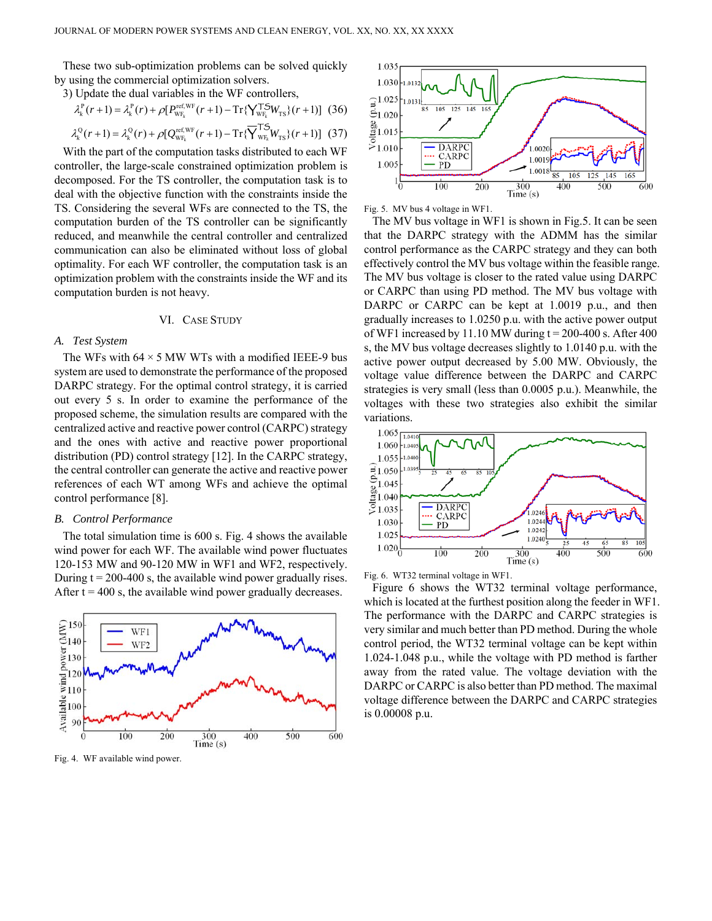These two sub-optimization problems can be solved quickly by using the commercial optimization solvers.

3) Update the dual variables in the WF controllers,

$$\lambda_k^{\mathrm{P}}(r+1)=\lambda_k^{\mathrm{P}}(r)+\rho[P_{\mathrm{WF}_k}^{\mathrm{ref,WF}}(r+1)-\mathrm{Tr}\{\mathrm{Y}_{\mathrm{WF}_k}^{\mathrm{TS}}W_{\mathrm{TS}}\}(r+1)] \quad (36)$$

$$\lambda_k^{\mathrm{Q}}(r+1)=\lambda_k^{\mathrm{Q}}(r)+\rho[Q_{\mathrm{WF}_k}^{\mathrm{ref,WF}}(r+1)-\mathrm{Tr}\{\overline{\mathrm{Y}}_{\mathrm{WF}_k}^{\mathrm{TS}}W_{\mathrm{TS}}\}(r+1)] \quad (37)$$

With the part of the computation tasks distributed to each WF controller, the large-scale constrained optimization problem is decomposed. For the TS controller, the computation task is to deal with the objective function with the constraints inside the TS. Considering the several WFs are connected to the TS, the computation burden of the TS controller can be significantly reduced, and meanwhile the central controller and centralized communication can also be eliminated without loss of global optimality. For each WF controller, the computation task is an optimization problem with the constraints inside the WF and its computation burden is not heavy.

## VI. Case Study

### A. Test System

The WFs with 64 × 5 MW WTs with a modified IEEE-9 bus system are used to demonstrate the performance of the proposed DARPC strategy. For the optimal control strategy, it is carried out every 5 s. In order to examine the performance of the proposed scheme, the simulation results are compared with the centralized active and reactive power control (CARPC) strategy and the ones with active and reactive power proportional distribution (PD) control strategy [12]. In the CARPC strategy, the central controller can generate the active and reactive power references of each WT among WFs and achieve the optimal control performance [8].

### B. Control Performance

The total simulation time is 600 s. Fig. 4 shows the available wind power for each WF. The available wind power fluctuates 120-153 MW and 90-120 MW in WF1 and WF2, respectively. During t = 200-400 s, the available wind power gradually rises. After t = 400 s, the available wind power gradually decreases.

Fig. 4. WF available wind power.

Fig. 5. MV bus 4 voltage in WF1.

The MV bus voltage in WF1 is shown in Fig.5. It can be seen that the DARPC strategy with the ADMM has the similar control performance as the CARPC strategy and they can both effectively control the MV bus voltage within the feasible range. The MV bus voltage is closer to the rated value using DARPC or CARPC than using PD method. The MV bus voltage with DARPC or CARPC can be kept at 1.0019 p.u., and then gradually increases to 1.0250 p.u. with the active power output of WF1 increased by 11.10 MW during t = 200-400 s. After 400 s, the MV bus voltage decreases slightly to 1.0140 p.u. with the active power output decreased by 5.00 MW. Obviously, the voltage value difference between the DARPC and CARPC strategies is very small (less than 0.0005 p.u.). Meanwhile, the voltages with these two strategies also exhibit the similar variations.

Fig. 6. WT32 terminal voltage in WF1.

Figure 6 shows the WT32 terminal voltage performance, which is located at the furthest position along the feeder in WF1. The performance with the DARPC and CARPC strategies is very similar and much better than PD method. During the whole control period, the WT32 terminal voltage can be kept within 1.024-1.048 p.u., while the voltage with PD method is farther away from the rated value. The voltage deviation with the DARPC or CARPC is also better than PD method. The maximal voltage difference between the DARPC and CARPC strategies is 0.00008 p.u.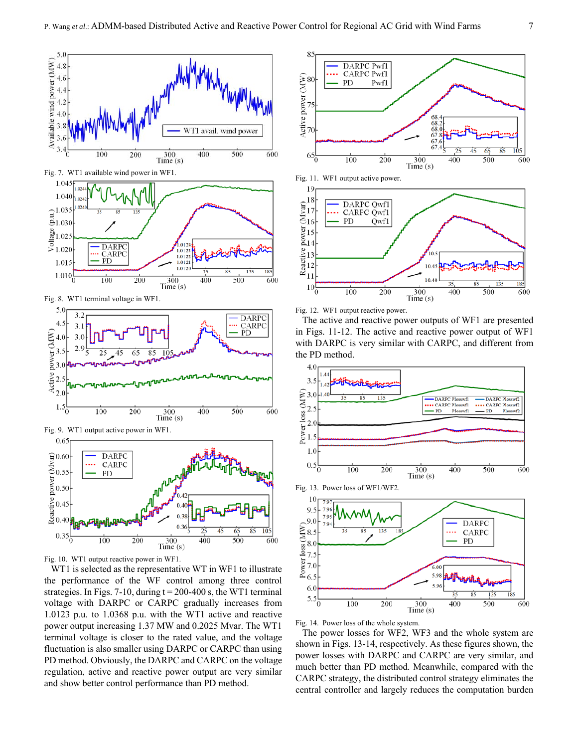Fig. 7. WT1 available wind power in WF1.

Fig. 8. WT1 terminal voltage in WF1.

Fig. 9. WT1 output active power in WF1.

Fig. 10. WT1 output reactive power in WF1.

WT1 is selected as the representative WT in WF1 to illustrate the performance of the WF control among three control strategies. In Figs. 7-10, during t = 200-400 s, the WT1 terminal voltage with DARPC gradually increases from 1.0123 p.u. to 1.0368 p.u. with the WT1 active and reactive power output increasing 1.37 MW and 0.2025 Mvar. The WT1 terminal voltage is closer to the rated value, and the voltage fluctuation is also smaller using DARPC or CARPC than using PD method. Obviously, the DARPC and CARPC on the voltage regulation, active and reactive power output are very similar and show better control performance than PD method.

Fig. 11. WF1 output active power.

Fig. 12. WF1 output reactive power.

The active and reactive power outputs of WF1 are presented in Figs. 11-12. The active and reactive power output of WF1 with DARPC is very similar with CARPC, and different from the PD method.

Fig. 13. Power loss of WF1/WF2.

Fig. 14. Power loss of the whole system.

The power losses for WF2, WF3 and the whole system are shown in Figs. 13-14, respectively. As these figures shown, the power losses with DARPC and CARPC are very similar, and much better than PD method. Meanwhile, compared with the CARPC strategy, the distributed control strategy eliminates the central controller and largely reduces the computation burden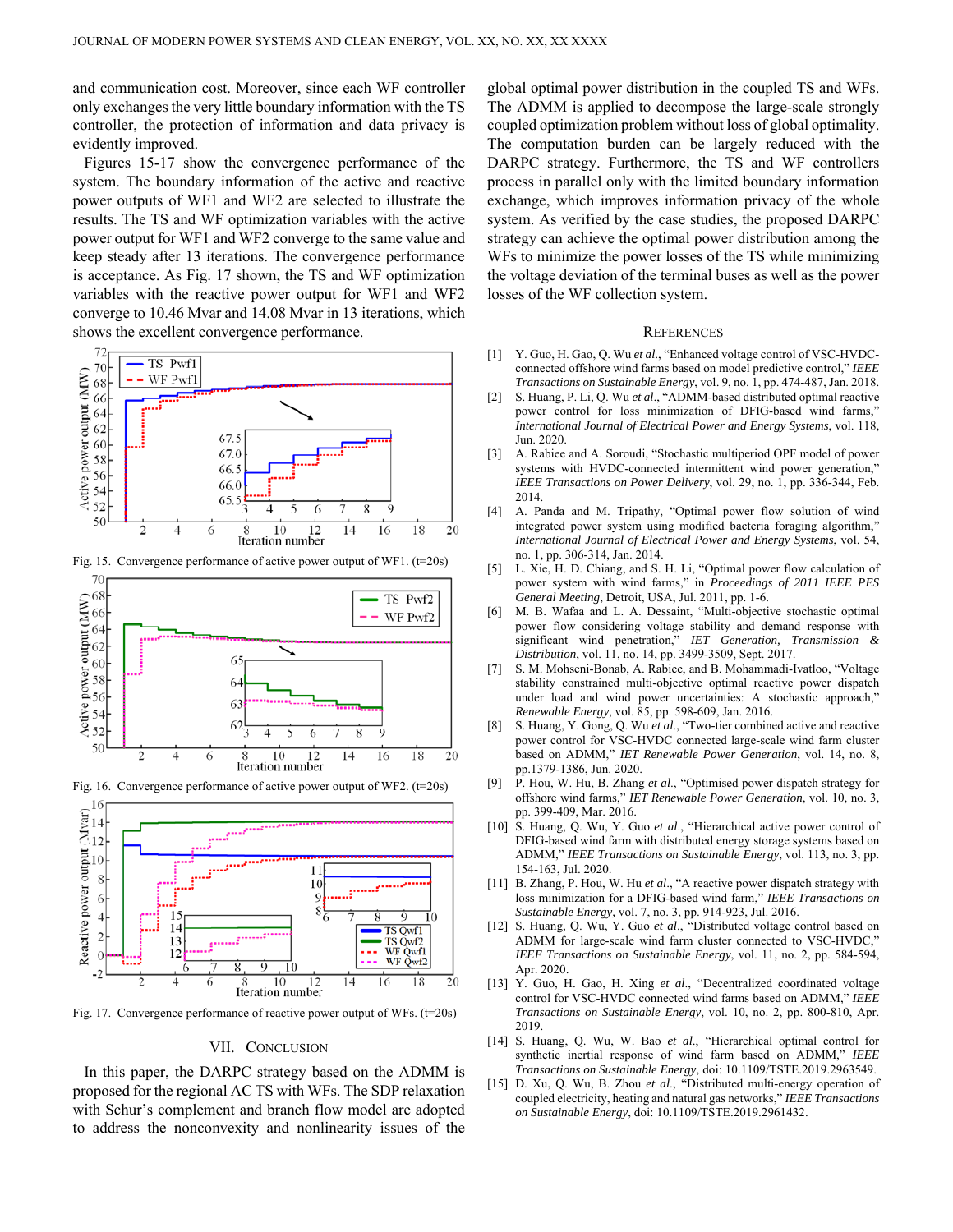and communication cost. Moreover, since each WF controller only exchanges the very little boundary information with the TS controller, the protection of information and data privacy is evidently improved.

Figures 15-17 show the convergence performance of the system. The boundary information of the active and reactive power outputs of WF1 and WF2 are selected to illustrate the results. The TS and WF optimization variables with the active power output for WF1 and WF2 converge to the same value and keep steady after 13 iterations. The convergence performance is acceptance. As Fig. 17 shown, the TS and WF optimization variables with the reactive power output for WF1 and WF2 converge to 10.46 Mvar and 14.08 Mvar in 13 iterations, which shows the excellent convergence performance.

Fig. 15. Convergence performance of active power output of WF1. (t=20s)

Fig. 16. Convergence performance of active power output of WF2. (t=20s)

Fig. 17. Convergence performance of reactive power output of WFs. (t=20s)

## VII. Conclusion

In this paper, the DARPC strategy based on the ADMM is proposed for the regional AC TS with WFs. The SDP relaxation with Schur's complement and branch flow model are adopted to address the nonconvexity and nonlinearity issues of the global optimal power distribution in the coupled TS and WFs. The ADMM is applied to decompose the large-scale strongly coupled optimization problem without loss of global optimality. The computation burden can be largely reduced with the DARPC strategy. Furthermore, the TS and WF controllers process in parallel only with the limited boundary information exchange, which improves information privacy of the whole system. As verified by the case studies, the proposed DARPC strategy can achieve the optimal power distribution among the WFs to minimize the power losses of the TS while minimizing the voltage deviation of the terminal buses as well as the power losses of the WF collection system.

## References

[1] Y. Guo, H. Gao, Q. Wu *et al.*, "Enhanced voltage control of VSC-HVDC-connected offshore wind farms based on model predictive control," *IEEE Transactions on Sustainable Energy*, vol. 9, no. 1, pp. 474-487, Jan. 2018.

[2] S. Huang, P. Li, Q. Wu *et al.*, "ADMM-based distributed optimal reactive power control for loss minimization of DFIG-based wind farms," *International Journal of Electrical Power and Energy Systems*, vol. 118, Jun. 2020.

[3] A. Rabiee and A. Soroudi, "Stochastic multiperiod OPF model of power systems with HVDC-connected intermittent wind power generation," *IEEE Transactions on Power Delivery*, vol. 29, no. 1, pp. 336-344, Feb. 2014.

[4] A. Panda and M. Tripathy, "Optimal power flow solution of wind integrated power system using modified bacteria foraging algorithm," *International Journal of Electrical Power and Energy Systems*, vol. 54, no. 1, pp. 306-314, Jan. 2014.

[5] L. Xie, H. D. Chiang, and S. H. Li, "Optimal power flow calculation of power system with wind farms," in *Proceedings of 2011 IEEE PES General Meeting*, Detroit, USA, Jul. 2011, pp. 1-6.

[6] M. B. Wafaa and L. A. Dessaint, "Multi-objective stochastic optimal power flow considering voltage stability and demand response with significant wind penetration," *IET Generation, Transmission & Distribution*, vol. 11, no. 14, pp. 3499-3509, Sept. 2017.

[7] S. M. Mohseni-Bonab, A. Rabiee, and B. Mohammadi-Ivatloo, "Voltage stability constrained multi-objective optimal reactive power dispatch under load and wind power uncertainties: A stochastic approach," *Renewable Energy*, vol. 85, pp. 598-609, Jan. 2016.

[8] S. Huang, Y. Gong, Q. Wu *et al.*, "Two-tier combined active and reactive power control for VSC-HVDC connected large-scale wind farm cluster based on ADMM," *IET Renewable Power Generation*, vol. 14, no. 8, pp.1379-1386, Jun. 2020.

[9] P. Hou, W. Hu, B. Zhang *et al.*, "Optimised power dispatch strategy for offshore wind farms," *IET Renewable Power Generation*, vol. 10, no. 3, pp. 399-409, Mar. 2016.

[10] S. Huang, Q. Wu, Y. Guo *et al.*, "Hierarchical active power control of DFIG-based wind farm with distributed energy storage systems based on ADMM," *IEEE Transactions on Sustainable Energy*, vol. 113, no. 3, pp. 154-163, Jul. 2020.

[11] B. Zhang, P. Hou, W. Hu *et al.*, "A reactive power dispatch strategy with loss minimization for a DFIG-based wind farm," *IEEE Transactions on Sustainable Energy,* vol. 7, no. 3, pp. 914-923, Jul. 2016.

[12] S. Huang, Q. Wu, Y. Guo *et al.*, "Distributed voltage control based on ADMM for large-scale wind farm cluster connected to VSC-HVDC," *IEEE Transactions on Sustainable Energy*, vol. 11, no. 2, pp. 584-594, Apr. 2020.

[13] Y. Guo, H. Gao, H. Xing *et al.*, "Decentralized coordinated voltage control for VSC-HVDC connected wind farms based on ADMM," *IEEE Transactions on Sustainable Energy*, vol. 10, no. 2, pp. 800-810, Apr. 2019.

[14] S. Huang, Q. Wu, W. Bao *et al.*, "Hierarchical optimal control for synthetic inertial response of wind farm based on ADMM," *IEEE Transactions on Sustainable Energy*, doi: 10.1109/TSTE.2019.2963549.

[15] D. Xu, Q. Wu, B. Zhou *et al.*, "Distributed multi-energy operation of coupled electricity, heating and natural gas networks," *IEEE Transactions on Sustainable Energy*, doi: 10.1109/TSTE.2019.2961432.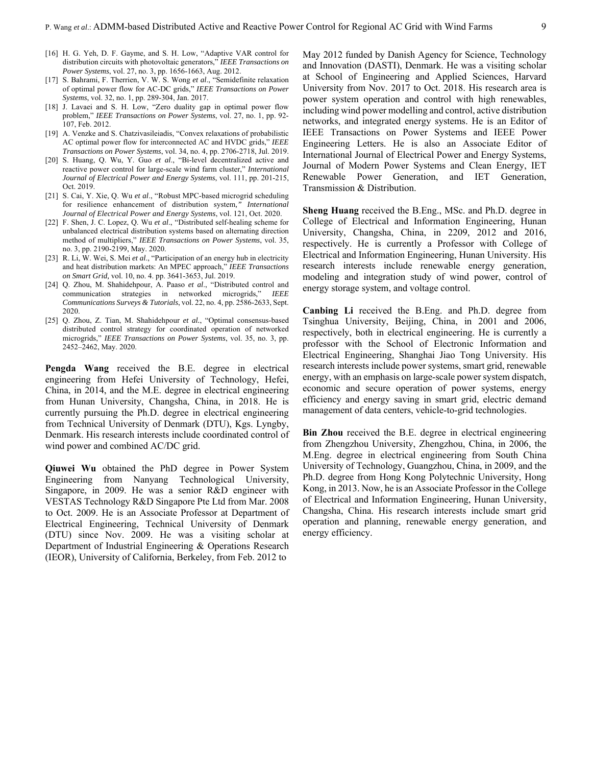[16] H. G. Yeh, D. F. Gayme, and S. H. Low, "Adaptive VAR control for distribution circuits with photovoltaic generators," *IEEE Transactions on Power Systems*, vol. 27, no. 3, pp. 1656-1663, Aug. 2012.

[17] S. Bahrami, F. Therrien, V. W. S. Wong *et al*., "Semidefinite relaxation of optimal power flow for AC-DC grids," *IEEE Transactions on Power Systems*, vol. 32, no. 1, pp. 289-304, Jan. 2017.

[18] J. Lavaei and S. H. Low, "Zero duality gap in optimal power flow problem," *IEEE Transactions on Power Systems*, vol. 27, no. 1, pp. 92-107, Feb. 2012.

[19] A. Venzke and S. Chatzivasileiadis, "Convex relaxations of probabilistic AC optimal power flow for interconnected AC and HVDC grids," *IEEE Transactions on Power Systems*, vol. 34, no. 4, pp. 2706-2718, Jul. 2019.

[20] S. Huang, Q. Wu, Y. Guo *et al*., "Bi-level decentralized active and reactive power control for large-scale wind farm cluster," *International Journal of Electrical Power and Energy Systems*, vol. 111, pp. 201-215, Oct. 2019.

[21] S. Cai, Y. Xie, Q. Wu *et al*., "Robust MPC-based microgrid scheduling for resilience enhancement of distribution system," *International Journal of Electrical Power and Energy Systems*, vol. 121, Oct. 2020.

[22] F. Shen, J. C. Lopez, Q. Wu *et al*., "Distributed self-healing scheme for unbalanced electrical distribution systems based on alternating direction method of multipliers," *IEEE Transactions on Power Systems*, vol. 35, no. 3, pp. 2190-2199, May. 2020.

[23] R. Li, W. Wei, S. Mei *et al*., "Participation of an energy hub in electricity and heat distribution markets: An MPEC approach," *IEEE Transactions on Smart Grid,* vol. 10, no. 4. pp. 3641-3653, Jul. 2019.

[24] Q. Zhou, M. Shahidehpour, A. Paaso *et al*., "Distributed control and communication strategies in networked microgrids," *IEEE Communications Surveys & Tutorials*, vol. 22, no. 4, pp. 2586-2633, Sept. 2020.

[25] Q. Zhou, Z. Tian, M. Shahidehpour *et al.*, "Optimal consensus-based distributed control strategy for coordinated operation of networked microgrids," *IEEE Transactions on Power Systems*, vol. 35, no. 3, pp. 2452–2462, May. 2020.

**Pengda Wang** received the B.E. degree in electrical engineering from Hefei University of Technology, Hefei, China, in 2014, and the M.E. degree in electrical engineering from Hunan University, Changsha, China, in 2018. He is currently pursuing the Ph.D. degree in electrical engineering from Technical University of Denmark (DTU), Kgs. Lyngby, Denmark. His research interests include coordinated control of wind power and combined AC/DC grid.

**Qiuwei Wu** obtained the PhD degree in Power System Engineering from Nanyang Technological University, Singapore, in 2009. He was a senior R&D engineer with VESTAS Technology R&D Singapore Pte Ltd from Mar. 2008 to Oct. 2009. He is an Associate Professor at Department of Electrical Engineering, Technical University of Denmark (DTU) since Nov. 2009. He was a visiting scholar at Department of Industrial Engineering & Operations Research (IEOR), University of California, Berkeley, from Feb. 2012 to May 2012 funded by Danish Agency for Science, Technology and Innovation (DASTI), Denmark. He was a visiting scholar at School of Engineering and Applied Sciences, Harvard University from Nov. 2017 to Oct. 2018. His research area is power system operation and control with high renewables, including wind power modelling and control, active distribution networks, and integrated energy systems. He is an Editor of IEEE Transactions on Power Systems and IEEE Power Engineering Letters. He is also an Associate Editor of International Journal of Electrical Power and Energy Systems, Journal of Modern Power Systems and Clean Energy, IET Renewable Power Generation, and IET Generation, Transmission & Distribution.

**Sheng Huang** received the B.Eng., MSc. and Ph.D. degree in College of Electrical and Information Engineering, Hunan University, Changsha, China, in 2209, 2012 and 2016, respectively. He is currently a Professor with College of Electrical and Information Engineering, Hunan University. His research interests include renewable energy generation, modeling and integration study of wind power, control of energy storage system, and voltage control.

**Canbing Li** received the B.Eng. and Ph.D. degree from Tsinghua University, Beijing, China, in 2001 and 2006, respectively, both in electrical engineering. He is currently a professor with the School of Electronic Information and Electrical Engineering, Shanghai Jiao Tong University. His research interests include power systems, smart grid, renewable energy, with an emphasis on large-scale power system dispatch, economic and secure operation of power systems, energy efficiency and energy saving in smart grid, electric demand management of data centers, vehicle-to-grid technologies.

**Bin Zhou** received the B.E. degree in electrical engineering from Zhengzhou University, Zhengzhou, China, in 2006, the M.Eng. degree in electrical engineering from South China University of Technology, Guangzhou, China, in 2009, and the Ph.D. degree from Hong Kong Polytechnic University, Hong Kong, in 2013. Now, he is an Associate Professor in the College of Electrical and Information Engineering, Hunan University, Changsha, China. His research interests include smart grid operation and planning, renewable energy generation, and energy efficiency.